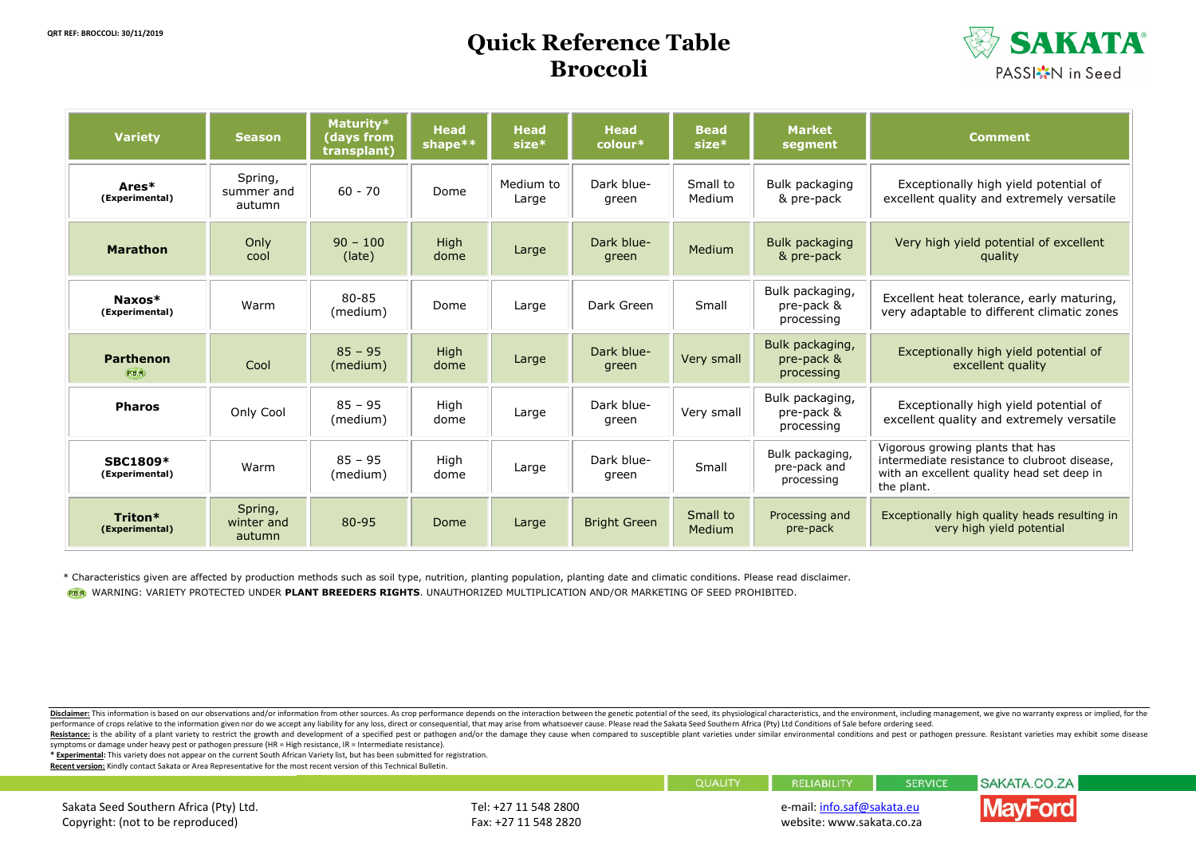QRT REF: BROCCOLI: 30/11/2019

# Quick Reference Table
# Broccoli

| Variety | Season | Maturity* (days from transplant) | Head shape** | Head size* | Head colour* | Bead size* | Market segment | Comment |
|---|---|---|---|---|---|---|---|---|
| **Ares*** **(Experimental)** | Spring, summer and autumn | 60 - 70 | Dome | Medium to Large | Dark blue-green | Small to Medium | Bulk packaging & pre-pack | Exceptionally high yield potential of excellent quality and extremely versatile |
| **Marathon** | Only cool | 90 – 100 (late) | High dome | Large | Dark blue-green | Medium | Bulk packaging & pre-pack | Very high yield potential of excellent quality |
| **Naxos*** **(Experimental)** | Warm | 80-85 (medium) | Dome | Large | Dark Green | Small | Bulk packaging, pre-pack & processing | Excellent heat tolerance, early maturing, very adaptable to different climatic zones |
| **Parthenon** PBR | Cool | 85 – 95 (medium) | High dome | Large | Dark blue-green | Very small | Bulk packaging, pre-pack & processing | Exceptionally high yield potential of excellent quality |
| **Pharos** | Only Cool | 85 – 95 (medium) | High dome | Large | Dark blue-green | Very small | Bulk packaging, pre-pack & processing | Exceptionally high yield potential of excellent quality and extremely versatile |
| **SBC1809*** **(Experimental)** | Warm | 85 – 95 (medium) | High dome | Large | Dark blue-green | Small | Bulk packaging, pre-pack and processing | Vigorous growing plants that has intermediate resistance to clubroot disease, with an excellent quality head set deep in the plant. |
| **Triton*** **(Experimental)** | Spring, winter and autumn | 80-95 | Dome | Large | Bright Green | Small to Medium | Processing and pre-pack | Exceptionally high quality heads resulting in very high yield potential |

\* Characteristics given are affected by production methods such as soil type, nutrition, planting population, planting date and climatic conditions. Please read disclaimer.

PBR WARNING: VARIETY PROTECTED UNDER **PLANT BREEDERS RIGHTS**. UNAUTHORIZED MULTIPLICATION AND/OR MARKETING OF SEED PROHIBITED.

**Disclaimer:** This information is based on our observations and/or information from other sources. As crop performance depends on the interaction between the genetic potential of the seed, its physiological characteristics, and the environment, including management, we give no warranty express or implied, for the performance of crops relative to the information given nor do we accept any liability for any loss, direct or consequential, that may arise from whatsoever cause. Please read the Sakata Seed Southern Africa (Pty) Ltd Conditions of Sale before ordering seed.

**Resistance:** is the ability of a plant variety to restrict the growth and development of a specified pest or pathogen and/or the damage they cause when compared to susceptible plant varieties under similar environmental conditions and pest or pathogen pressure. Resistant varieties may exhibit some disease symptoms or damage under heavy pest or pathogen pressure (HR = High resistance, IR = Intermediate resistance).

\* **Experimental:** This variety does not appear on the current South African Variety list, but has been submitted for registration.

**Recent version:** Kindly contact Sakata or Area Representative for the most recent version of this Technical Bulletin.

QUALITY | RELIABILITY | SERVICE | SAKATA.CO.ZA

Sakata Seed Southern Africa (Pty) Ltd.
Copyright: (not to be reproduced)

Tel: +27 11 548 2800
Fax: +27 11 548 2820

e-mail: info.saf@sakata.eu
website: www.sakata.co.za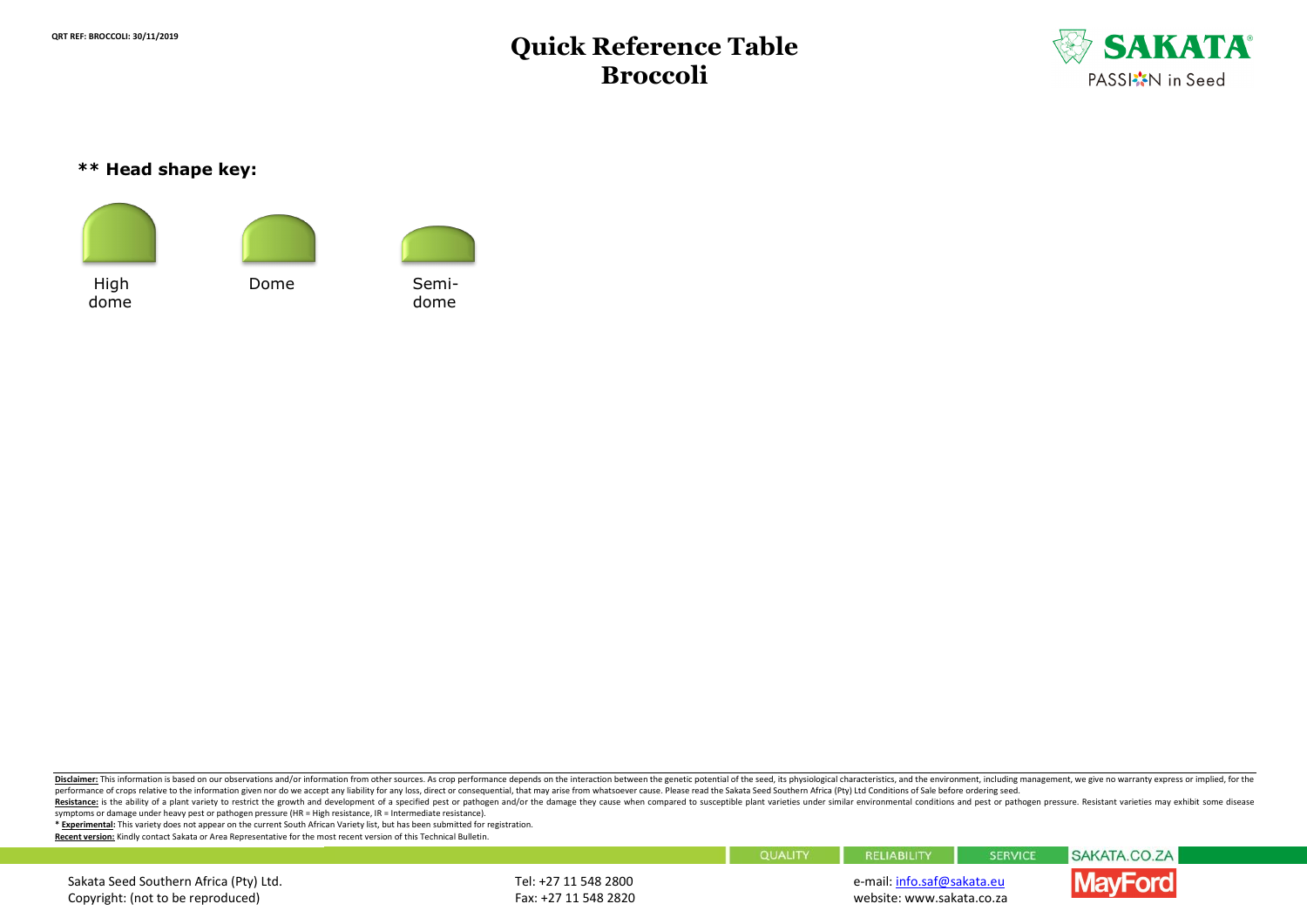# Quick Reference Table
# Broccoli

**\*\* Head shape key:**

High dome

Dome

Semi-dome

**Disclaimer:** This information is based on our observations and/or information from other sources. As crop performance depends on the interaction between the genetic potential of the seed, its physiological characteristics, and the environment, including management, we give no warranty express or implied, for the performance of crops relative to the information given nor do we accept any liability for any loss, direct or consequential, that may arise from whatsoever cause. Please read the Sakata Seed Southern Africa (Pty) Ltd Conditions of Sale before ordering seed.

**Resistance:** is the ability of a plant variety to restrict the growth and development of a specified pest or pathogen and/or the damage they cause when compared to susceptible plant varieties under similar environmental conditions and pest or pathogen pressure. Resistant varieties may exhibit some disease symptoms or damage under heavy pest or pathogen pressure (HR = High resistance, IR = Intermediate resistance).

\* **Experimental:** This variety does not appear on the current South African Variety list, but has been submitted for registration.

**Recent version:** Kindly contact Sakata or Area Representative for the most recent version of this Technical Bulletin.

QUALITY RELIABILITY SERVICE SAKATA.CO.ZA

Sakata Seed Southern Africa (Pty) Ltd.
Copyright: (not to be reproduced)

Tel: +27 11 548 2800
Fax: +27 11 548 2820

e-mail: info.saf@sakata.eu
website: www.sakata.co.za